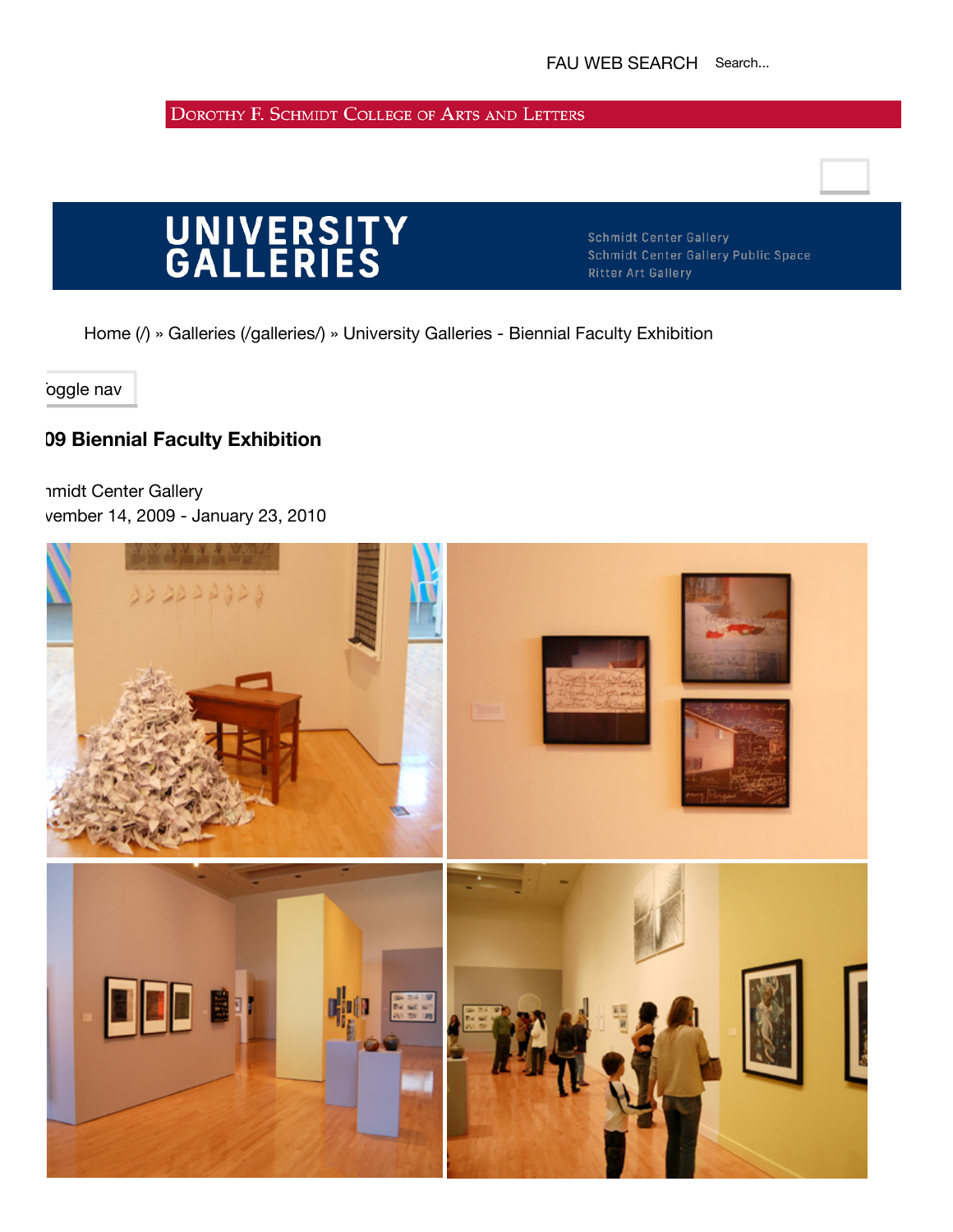FAU WEB SEARCH Search...

Dorothy F. Schmidt College of Arts and Letters

# UNIVERSITY GALLERIES

Schmidt Center Gallery
Schmidt Center Gallery Public Space
Ritter Art Gallery

Home (/) » Galleries (/galleries/) » University Galleries - Biennial Faculty Exhibition

oggle nav

## 09 Biennial Faculty Exhibition

ımidt Center Gallery
vember 14, 2009 - January 23, 2010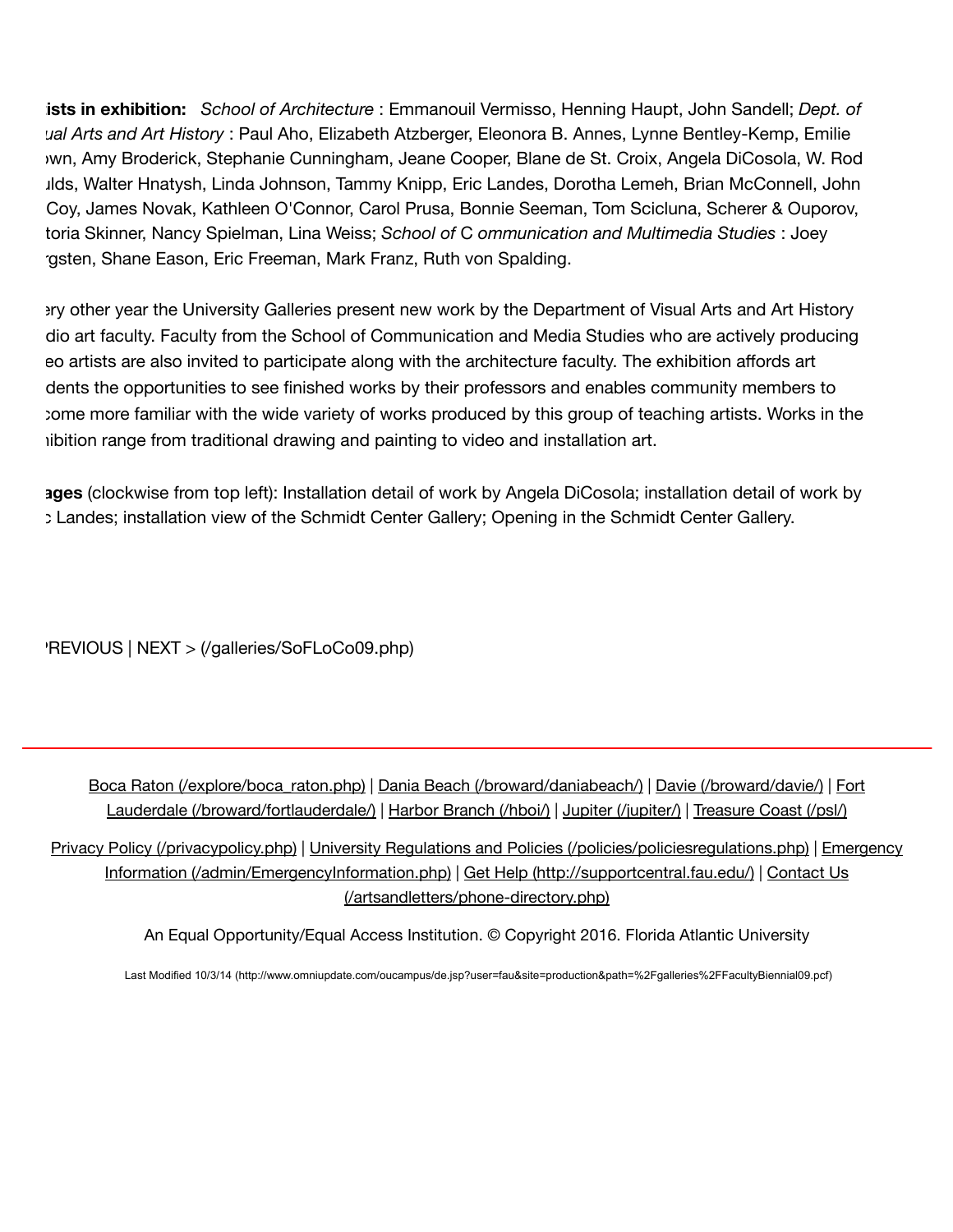**ists in exhibition:** *School of Architecture* : Emmanouil Vermisso, Henning Haupt, John Sandell; *Dept. of ual Arts and Art History* : Paul Aho, Elizabeth Atzberger, Eleonora B. Annes, Lynne Bentley-Kemp, Emilie own, Amy Broderick, Stephanie Cunningham, Jeane Cooper, Blane de St. Croix, Angela DiCosola, W. Rod ulds, Walter Hnatysh, Linda Johnson, Tammy Knipp, Eric Landes, Dorotha Lemeh, Brian McConnell, John Coy, James Novak, Kathleen O'Connor, Carol Prusa, Bonnie Seeman, Tom Scicluna, Scherer & Ouporov, toria Skinner, Nancy Spielman, Lina Weiss; *School of* C *ommunication and Multimedia Studies* : Joey rgsten, Shane Eason, Eric Freeman, Mark Franz, Ruth von Spalding.

ery other year the University Galleries present new work by the Department of Visual Arts and Art History dio art faculty. Faculty from the School of Communication and Media Studies who are actively producing eo artists are also invited to participate along with the architecture faculty. The exhibition affords art dents the opportunities to see finished works by their professors and enables community members to come more familiar with the wide variety of works produced by this group of teaching artists. Works in the hibition range from traditional drawing and painting to video and installation art.

**ages** (clockwise from top left): Installation detail of work by Angela DiCosola; installation detail of work by c Landes; installation view of the Schmidt Center Gallery; Opening in the Schmidt Center Gallery.

'REVIOUS | NEXT > (/galleries/SoFLoCo09.php)

---

Boca Raton (/explore/boca_raton.php) | Dania Beach (/broward/daniabeach/) | Davie (/broward/davie/) | Fort Lauderdale (/broward/fortlauderdale/) | Harbor Branch (/hboi/) | Jupiter (/jupiter/) | Treasure Coast (/psl/)

Privacy Policy (/privacypolicy.php) | University Regulations and Policies (/policies/policiesregulations.php) | Emergency Information (/admin/EmergencyInformation.php) | Get Help (http://supportcentral.fau.edu/) | Contact Us (/artsandletters/phone-directory.php)

An Equal Opportunity/Equal Access Institution. © Copyright 2016. Florida Atlantic University

Last Modified 10/3/14 (http://www.omniupdate.com/oucampus/de.jsp?user=fau&site=production&path=%2Fgalleries%2FFacultyBiennial09.pcf)